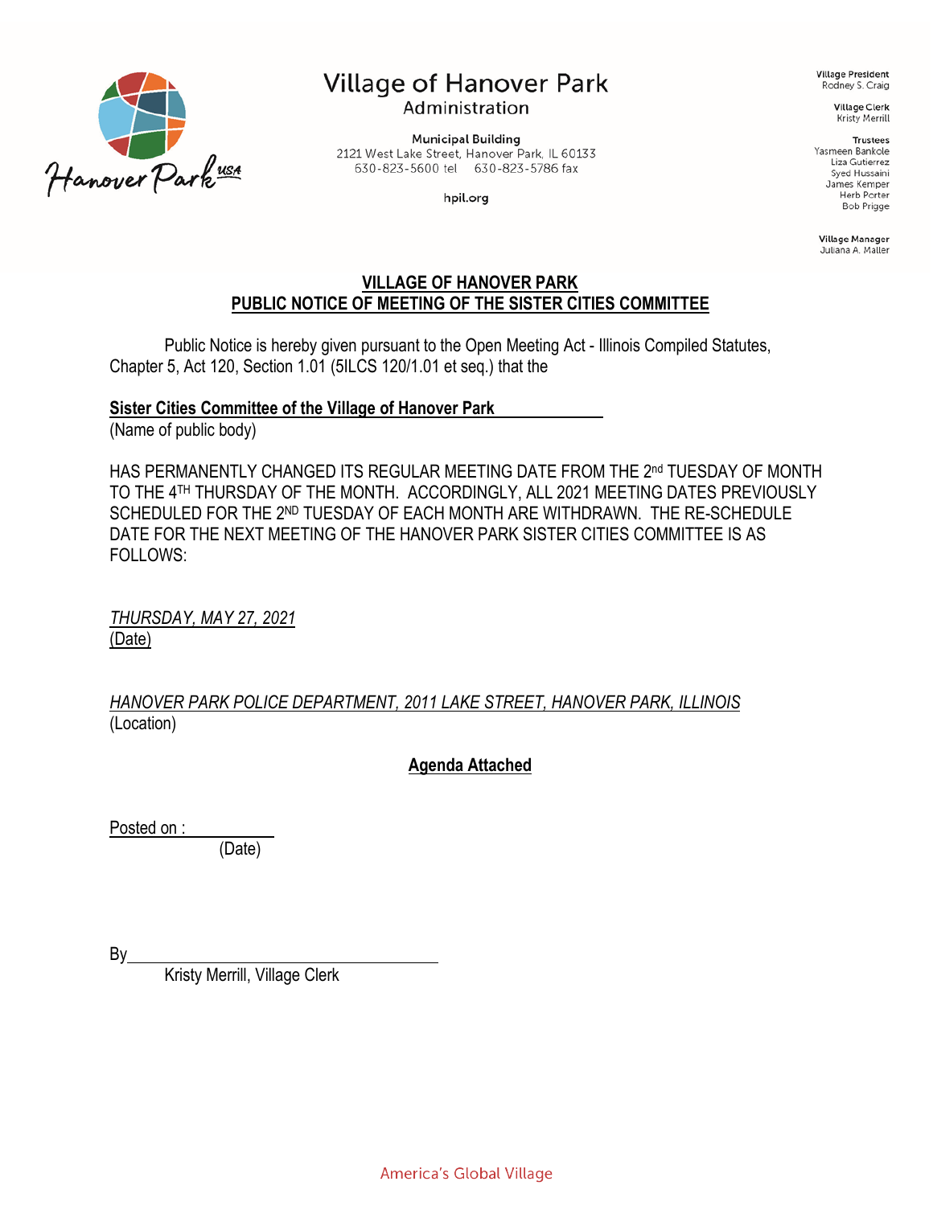# Village of Hanover Park

Administration

**Municipal Building**
2121 West Lake Street, Hanover Park, IL 60133
630-823-5600 tel 630-823-5786 fax

hpil.org

**Village President**
Rodney S. Craig

**Village Clerk**
Kristy Merrill

**Trustees**
Yasmeen Bankole
Liza Gutierrez
Syed Hussaini
James Kemper
Herb Porter
Bob Prigge

**Village Manager**
Juliana A. Maller

## VILLAGE OF HANOVER PARK
## PUBLIC NOTICE OF MEETING OF THE SISTER CITIES COMMITTEE

Public Notice is hereby given pursuant to the Open Meeting Act - Illinois Compiled Statutes, Chapter 5, Act 120, Section 1.01 (5ILCS 120/1.01 et seq.) that the

**Sister Cities Committee of the Village of Hanover Park**
(Name of public body)

HAS PERMANENTLY CHANGED ITS REGULAR MEETING DATE FROM THE 2nd TUESDAY OF MONTH TO THE 4TH THURSDAY OF THE MONTH. ACCORDINGLY, ALL 2021 MEETING DATES PREVIOUSLY SCHEDULED FOR THE 2ND TUESDAY OF EACH MONTH ARE WITHDRAWN. THE RE-SCHEDULE DATE FOR THE NEXT MEETING OF THE HANOVER PARK SISTER CITIES COMMITTEE IS AS FOLLOWS:

*THURSDAY, MAY 27, 2021*
(Date)

*HANOVER PARK POLICE DEPARTMENT, 2011 LAKE STREET, HANOVER PARK, ILLINOIS*
(Location)

**Agenda Attached**

Posted on : ____________
(Date)

By________________________________
Kristy Merrill, Village Clerk

America's Global Village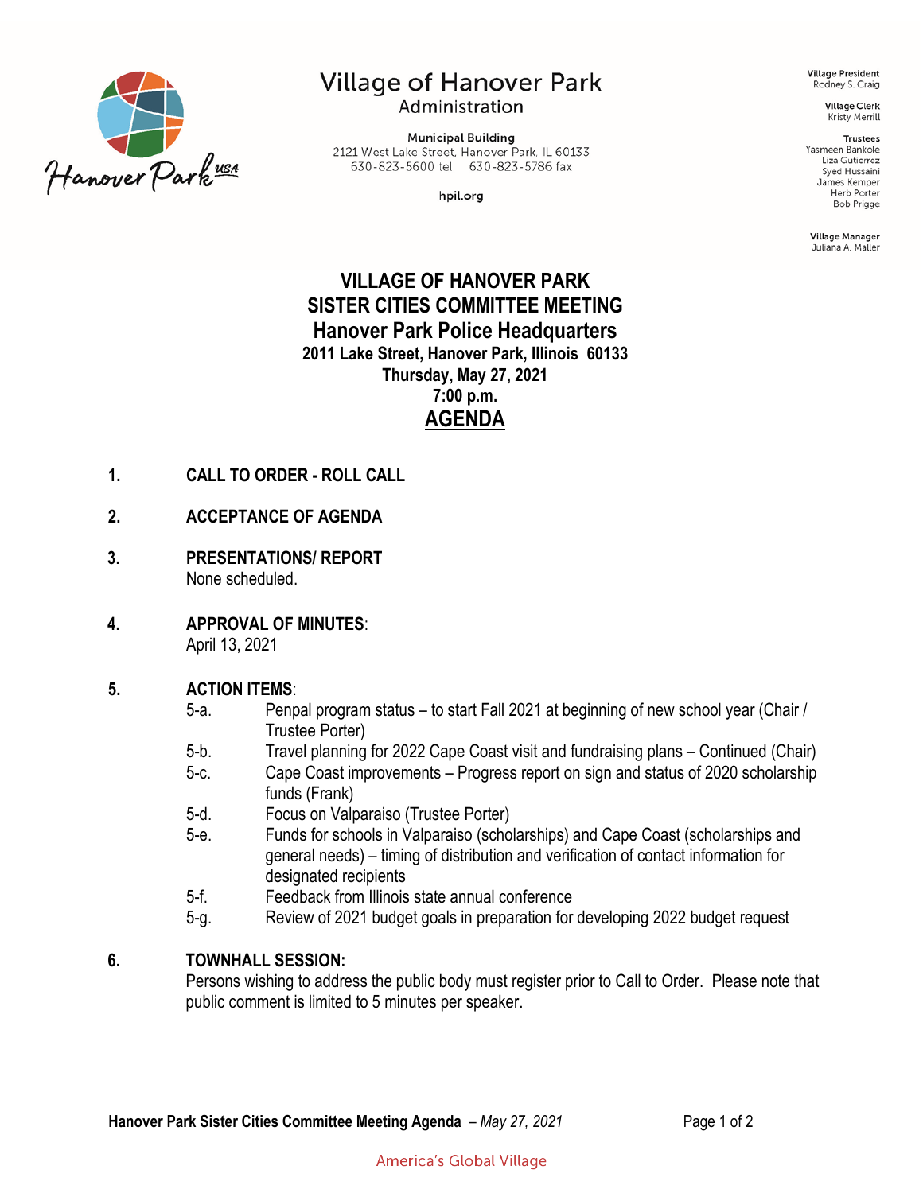Village of Hanover Park
Administration

Municipal Building
2121 West Lake Street, Hanover Park, IL 60133
630-823-5600 tel 630-823-5786 fax

hpil.org

**Village President**
Rodney S. Craig

**Village Clerk**
Kristy Merrill

**Trustees**
Yasmeen Bankole
Liza Gutierrez
Syed Hussaini
James Kemper
Herb Porter
Bob Prigge

**Village Manager**
Juliana A. Maller

# VILLAGE OF HANOVER PARK
# SISTER CITIES COMMITTEE MEETING
# Hanover Park Police Headquarters

**2011 Lake Street, Hanover Park, Illinois 60133**
**Thursday, May 27, 2021**
**7:00 p.m.**

## <u>AGENDA</u>

1. **CALL TO ORDER - ROLL CALL**

2. **ACCEPTANCE OF AGENDA**

3. **PRESENTATIONS/ REPORT**
   None scheduled.

4. **APPROVAL OF MINUTES**:
   April 13, 2021

5. **ACTION ITEMS**:
   - 5-a. Penpal program status – to start Fall 2021 at beginning of new school year (Chair / Trustee Porter)
   - 5-b. Travel planning for 2022 Cape Coast visit and fundraising plans – Continued (Chair)
   - 5-c. Cape Coast improvements – Progress report on sign and status of 2020 scholarship funds (Frank)
   - 5-d. Focus on Valparaiso (Trustee Porter)
   - 5-e. Funds for schools in Valparaiso (scholarships) and Cape Coast (scholarships and general needs) – timing of distribution and verification of contact information for designated recipients
   - 5-f. Feedback from Illinois state annual conference
   - 5-g. Review of 2021 budget goals in preparation for developing 2022 budget request

6. **TOWNHALL SESSION:**
   Persons wishing to address the public body must register prior to Call to Order. Please note that public comment is limited to 5 minutes per speaker.

America's Global Village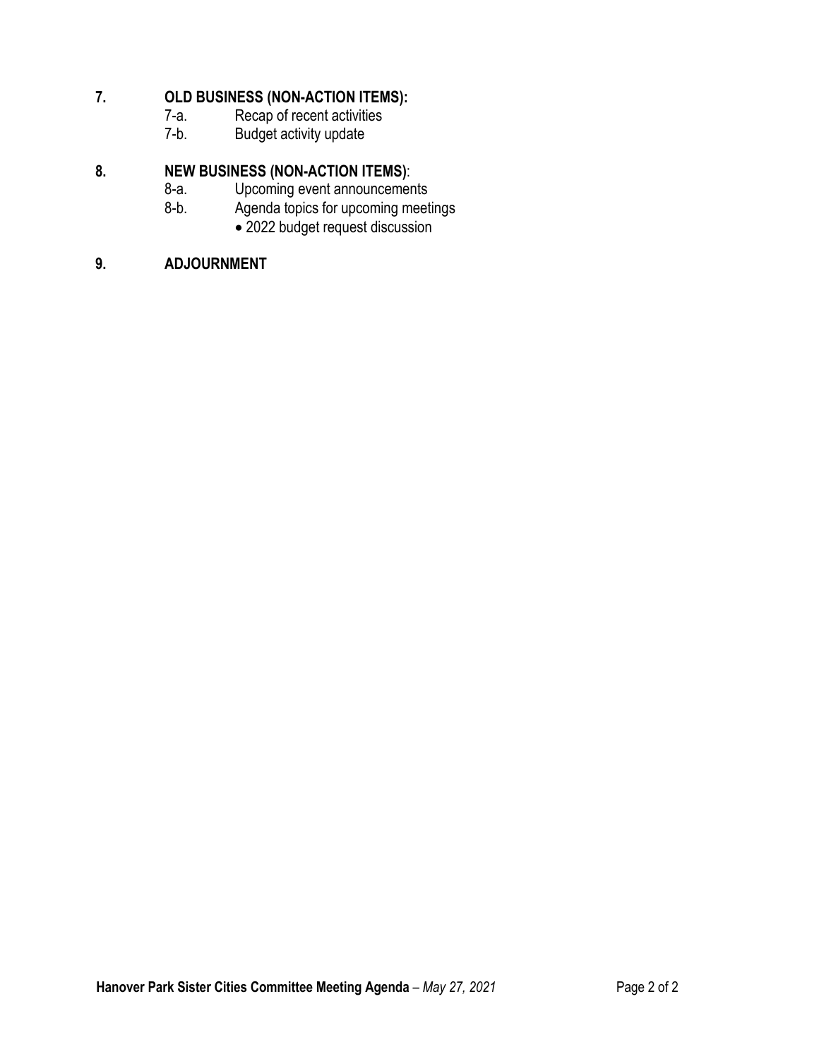**7. OLD BUSINESS (NON-ACTION ITEMS):**

- 7-a. Recap of recent activities
- 7-b. Budget activity update

**8. NEW BUSINESS (NON-ACTION ITEMS)**:

- 8-a. Upcoming event announcements
- 8-b. Agenda topics for upcoming meetings
  - 2022 budget request discussion

**9. ADJOURNMENT**